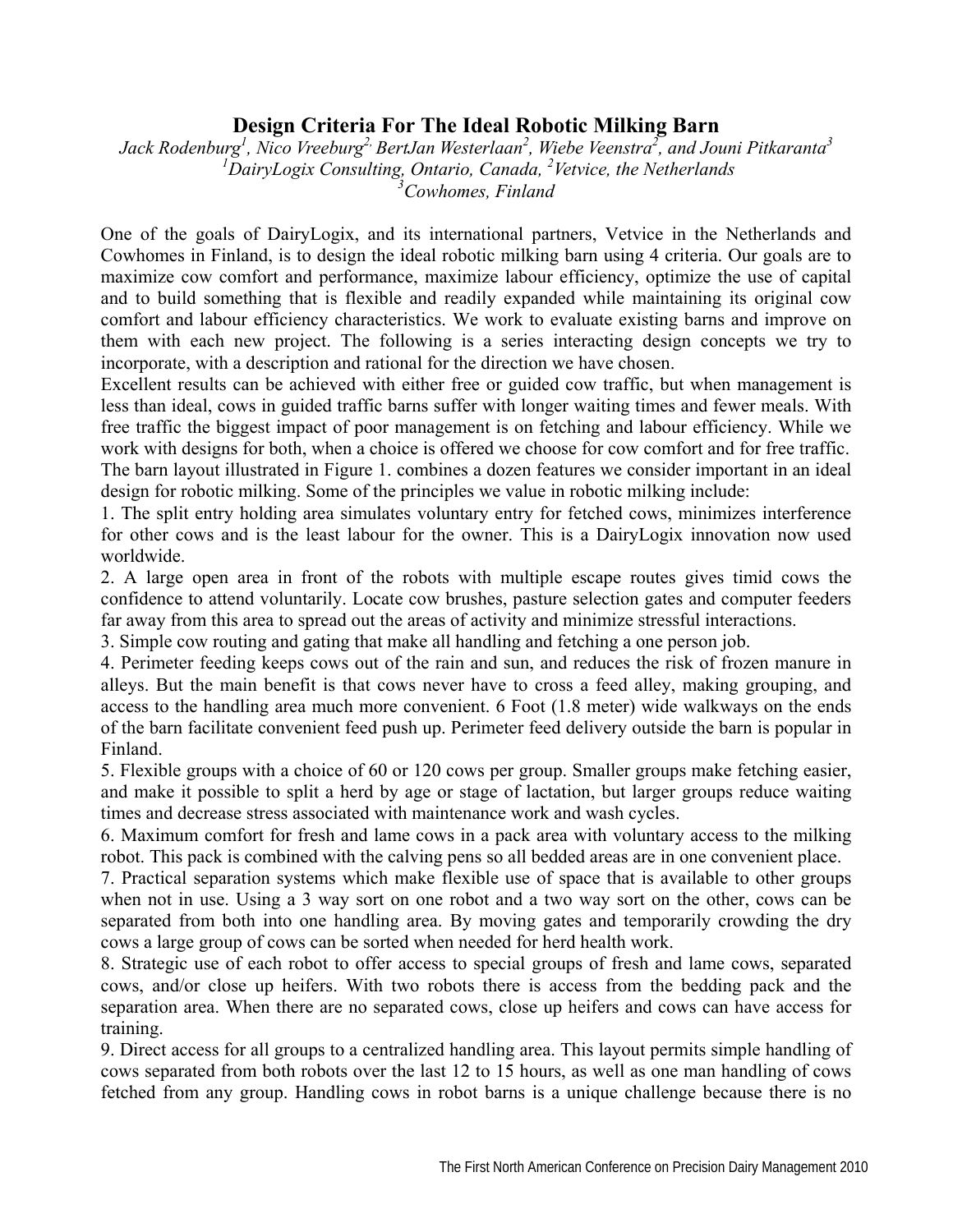# Design Criteria For The Ideal Robotic Milking Barn

*Jack Rodenburg[1], Nico Vreeburg[2], BertJan Westerlaan[2], Wiebe Veenstra[2], and Jouni Pitkaranta[3]*
*[1]DairyLogix Consulting, Ontario, Canada, [2]Vetvice, the Netherlands*
*[3]Cowhomes, Finland*

One of the goals of DairyLogix, and its international partners, Vetvice in the Netherlands and Cowhomes in Finland, is to design the ideal robotic milking barn using 4 criteria. Our goals are to maximize cow comfort and performance, maximize labour efficiency, optimize the use of capital and to build something that is flexible and readily expanded while maintaining its original cow comfort and labour efficiency characteristics. We work to evaluate existing barns and improve on them with each new project. The following is a series interacting design concepts we try to incorporate, with a description and rational for the direction we have chosen.

Excellent results can be achieved with either free or guided cow traffic, but when management is less than ideal, cows in guided traffic barns suffer with longer waiting times and fewer meals. With free traffic the biggest impact of poor management is on fetching and labour efficiency. While we work with designs for both, when a choice is offered we choose for cow comfort and for free traffic. The barn layout illustrated in Figure 1. combines a dozen features we consider important in an ideal design for robotic milking. Some of the principles we value in robotic milking include:

1. The split entry holding area simulates voluntary entry for fetched cows, minimizes interference for other cows and is the least labour for the owner. This is a DairyLogix innovation now used worldwide.
2. A large open area in front of the robots with multiple escape routes gives timid cows the confidence to attend voluntarily. Locate cow brushes, pasture selection gates and computer feeders far away from this area to spread out the areas of activity and minimize stressful interactions.
3. Simple cow routing and gating that make all handling and fetching a one person job.
4. Perimeter feeding keeps cows out of the rain and sun, and reduces the risk of frozen manure in alleys. But the main benefit is that cows never have to cross a feed alley, making grouping, and access to the handling area much more convenient. 6 Foot (1.8 meter) wide walkways on the ends of the barn facilitate convenient feed push up. Perimeter feed delivery outside the barn is popular in Finland.
5. Flexible groups with a choice of 60 or 120 cows per group. Smaller groups make fetching easier, and make it possible to split a herd by age or stage of lactation, but larger groups reduce waiting times and decrease stress associated with maintenance work and wash cycles.
6. Maximum comfort for fresh and lame cows in a pack area with voluntary access to the milking robot. This pack is combined with the calving pens so all bedded areas are in one convenient place.
7. Practical separation systems which make flexible use of space that is available to other groups when not in use. Using a 3 way sort on one robot and a two way sort on the other, cows can be separated from both into one handling area. By moving gates and temporarily crowding the dry cows a large group of cows can be sorted when needed for herd health work.
8. Strategic use of each robot to offer access to special groups of fresh and lame cows, separated cows, and/or close up heifers. With two robots there is access from the bedding pack and the separation area. When there are no separated cows, close up heifers and cows can have access for training.
9. Direct access for all groups to a centralized handling area. This layout permits simple handling of cows separated from both robots over the last 12 to 15 hours, as well as one man handling of cows fetched from any group. Handling cows in robot barns is a unique challenge because there is no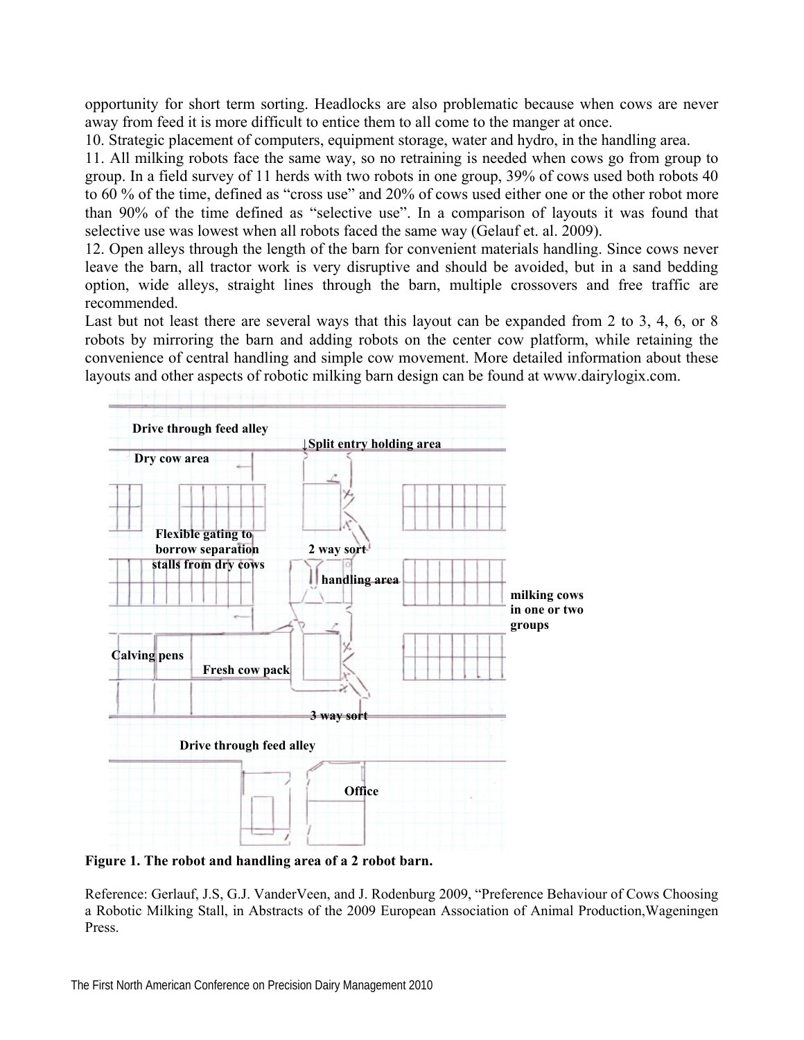opportunity for short term sorting. Headlocks are also problematic because when cows are never away from feed it is more difficult to entice them to all come to the manger at once.

10. Strategic placement of computers, equipment storage, water and hydro, in the handling area.

11. All milking robots face the same way, so no retraining is needed when cows go from group to group. In a field survey of 11 herds with two robots in one group, 39% of cows used both robots 40 to 60 % of the time, defined as "cross use" and 20% of cows used either one or the other robot more than 90% of the time defined as "selective use". In a comparison of layouts it was found that selective use was lowest when all robots faced the same way (Gelauf et. al. 2009).

12. Open alleys through the length of the barn for convenient materials handling. Since cows never leave the barn, all tractor work is very disruptive and should be avoided, but in a sand bedding option, wide alleys, straight lines through the barn, multiple crossovers and free traffic are recommended.

Last but not least there are several ways that this layout can be expanded from 2 to 3, 4, 6, or 8 robots by mirroring the barn and adding robots on the center cow platform, while retaining the convenience of central handling and simple cow movement. More detailed information about these layouts and other aspects of robotic milking barn design can be found at www.dairylogix.com.

Drive through feed alley

↓Split entry holding area

Dry cow area

Flexible gating to borrow separation stalls from dry cows

2 way sort

handling area

milking cows in one or two groups

Calving pens

Fresh cow pack

3 way sort

Drive through feed alley

Office

**Figure 1. The robot and handling area of a 2 robot barn.**

Reference: Gerlauf, J.S, G.J. VanderVeen, and J. Rodenburg 2009, "Preference Behaviour of Cows Choosing a Robotic Milking Stall, in Abstracts of the 2009 European Association of Animal Production,Wageningen Press.